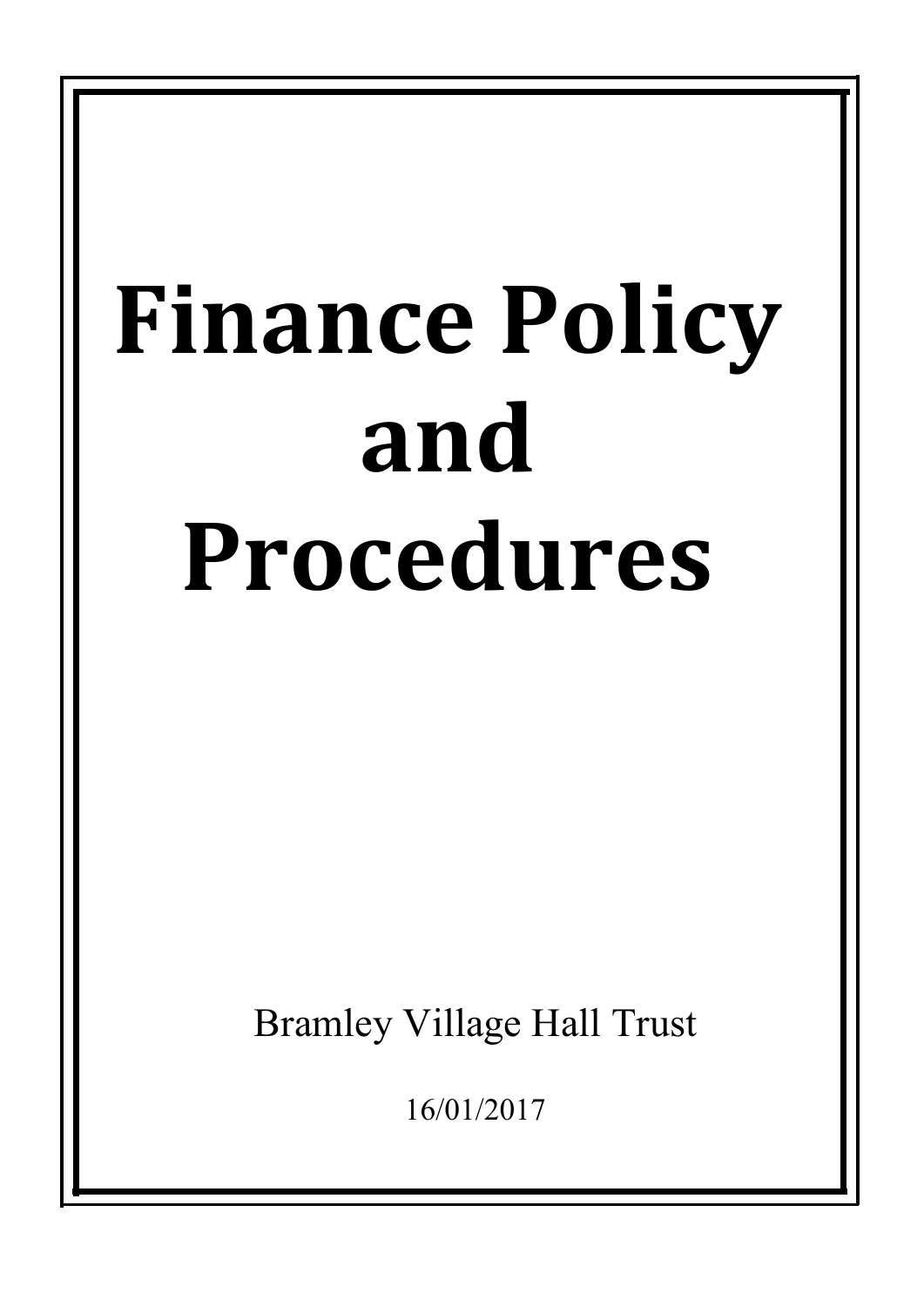# Finance Policy and Procedures

Bramley Village Hall Trust

16/01/2017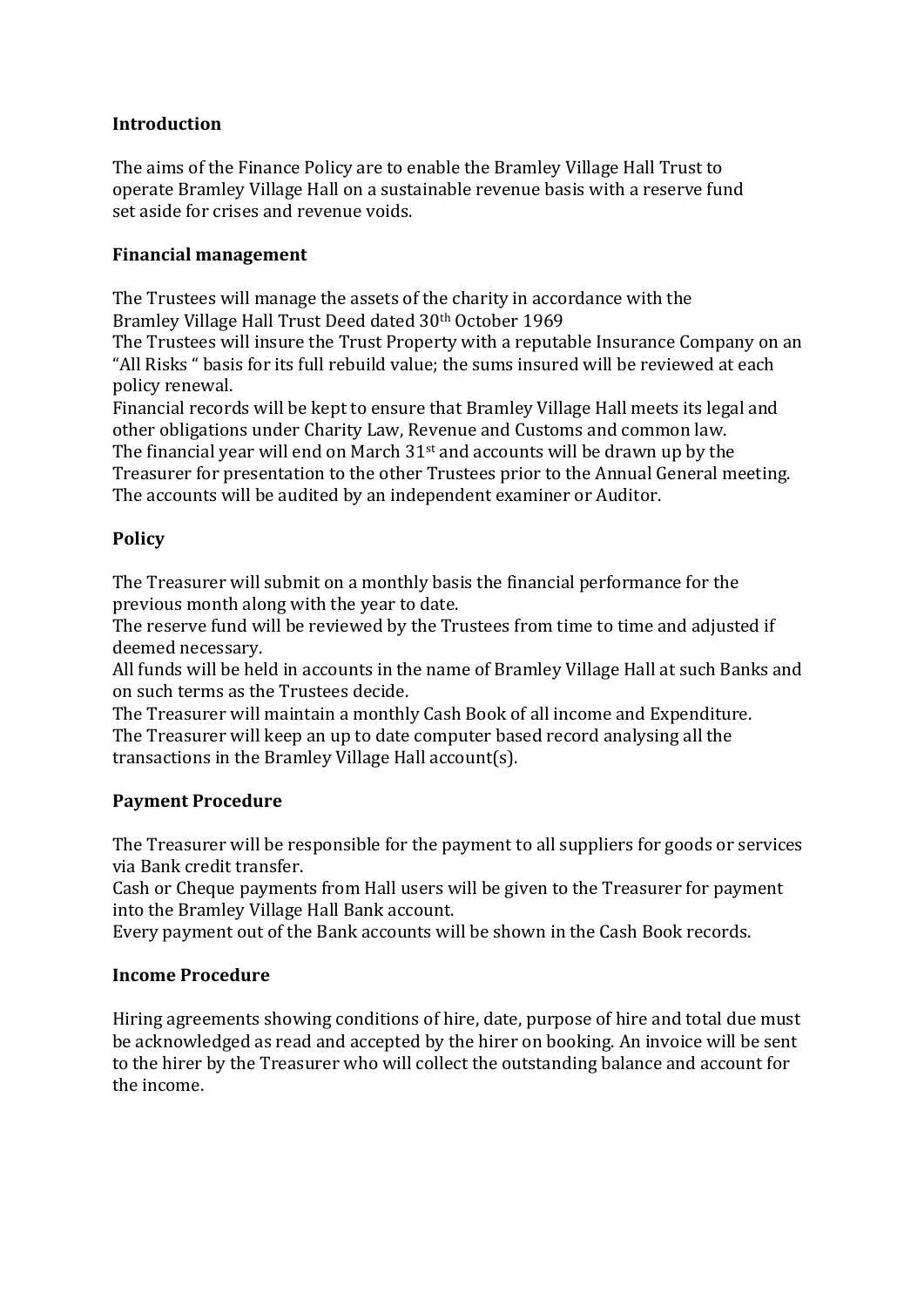## Introduction

The aims of the Finance Policy are to enable the Bramley Village Hall Trust to operate Bramley Village Hall on a sustainable revenue basis with a reserve fund set aside for crises and revenue voids.

## Financial management

The Trustees will manage the assets of the charity in accordance with the Bramley Village Hall Trust Deed dated 30th October 1969

The Trustees will insure the Trust Property with a reputable Insurance Company on an "All Risks " basis for its full rebuild value; the sums insured will be reviewed at each policy renewal.

Financial records will be kept to ensure that Bramley Village Hall meets its legal and other obligations under Charity Law, Revenue and Customs and common law.

The financial year will end on March 31st and accounts will be drawn up by the Treasurer for presentation to the other Trustees prior to the Annual General meeting.

The accounts will be audited by an independent examiner or Auditor.

## Policy

The Treasurer will submit on a monthly basis the financial performance for the previous month along with the year to date.

The reserve fund will be reviewed by the Trustees from time to time and adjusted if deemed necessary.

All funds will be held in accounts in the name of Bramley Village Hall at such Banks and on such terms as the Trustees decide.

The Treasurer will maintain a monthly Cash Book of all income and Expenditure.

The Treasurer will keep an up to date computer based record analysing all the transactions in the Bramley Village Hall account(s).

## Payment Procedure

The Treasurer will be responsible for the payment to all suppliers for goods or services via Bank credit transfer.

Cash or Cheque payments from Hall users will be given to the Treasurer for payment into the Bramley Village Hall Bank account.

Every payment out of the Bank accounts will be shown in the Cash Book records.

## Income Procedure

Hiring agreements showing conditions of hire, date, purpose of hire and total due must be acknowledged as read and accepted by the hirer on booking. An invoice will be sent to the hirer by the Treasurer who will collect the outstanding balance and account for the income.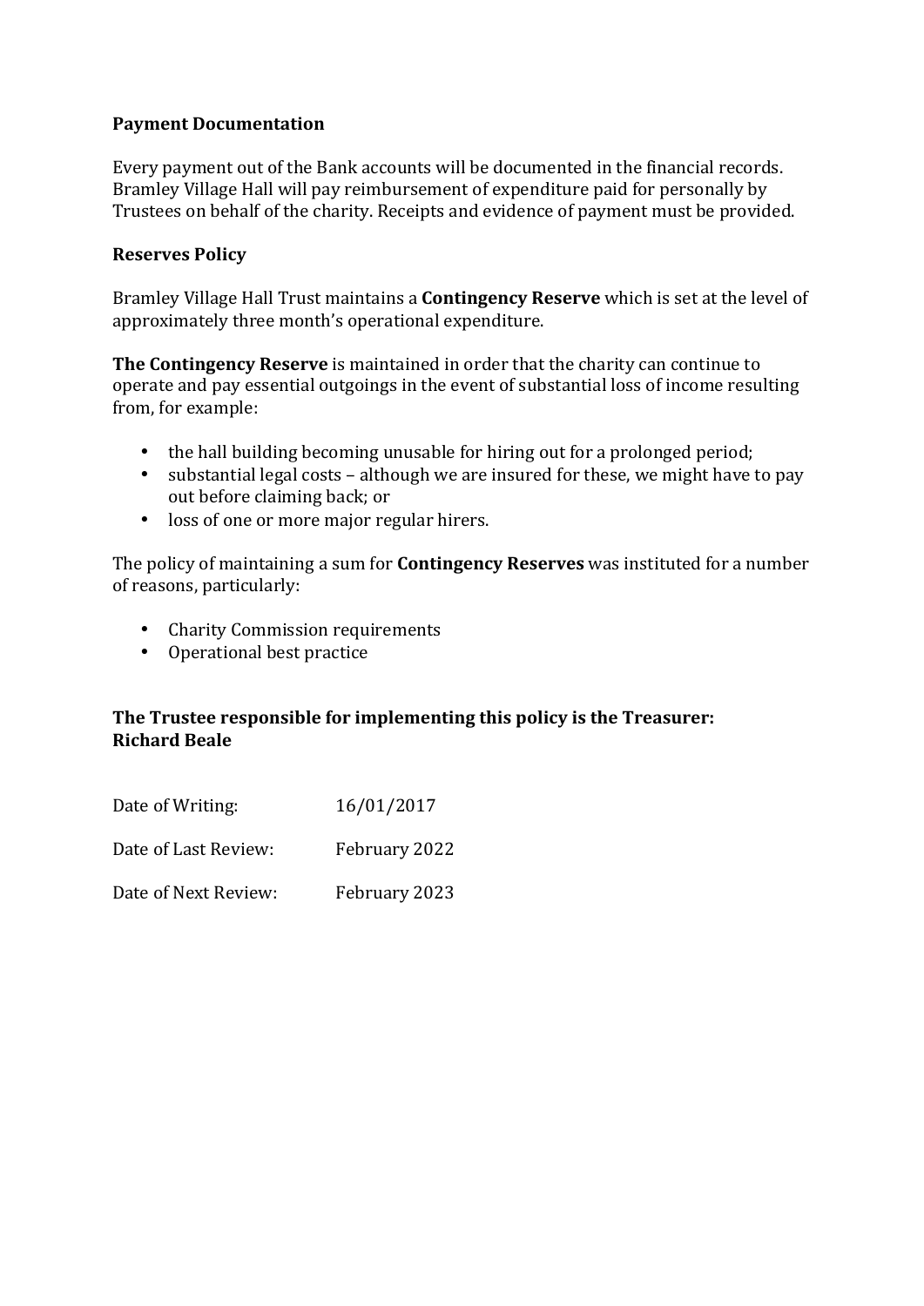**Payment Documentation**

Every payment out of the Bank accounts will be documented in the financial records. Bramley Village Hall will pay reimbursement of expenditure paid for personally by Trustees on behalf of the charity. Receipts and evidence of payment must be provided.

**Reserves Policy**

Bramley Village Hall Trust maintains a **Contingency Reserve** which is set at the level of approximately three month's operational expenditure.

**The Contingency Reserve** is maintained in order that the charity can continue to operate and pay essential outgoings in the event of substantial loss of income resulting from, for example:

- the hall building becoming unusable for hiring out for a prolonged period;
- substantial legal costs – although we are insured for these, we might have to pay out before claiming back; or
- loss of one or more major regular hirers.

The policy of maintaining a sum for **Contingency Reserves** was instituted for a number of reasons, particularly:

- Charity Commission requirements
- Operational best practice

**The Trustee responsible for implementing this policy is the Treasurer: Richard Beale**

| | |
|---|---|
| Date of Writing: | 16/01/2017 |
| Date of Last Review: | February 2022 |
| Date of Next Review: | February 2023 |